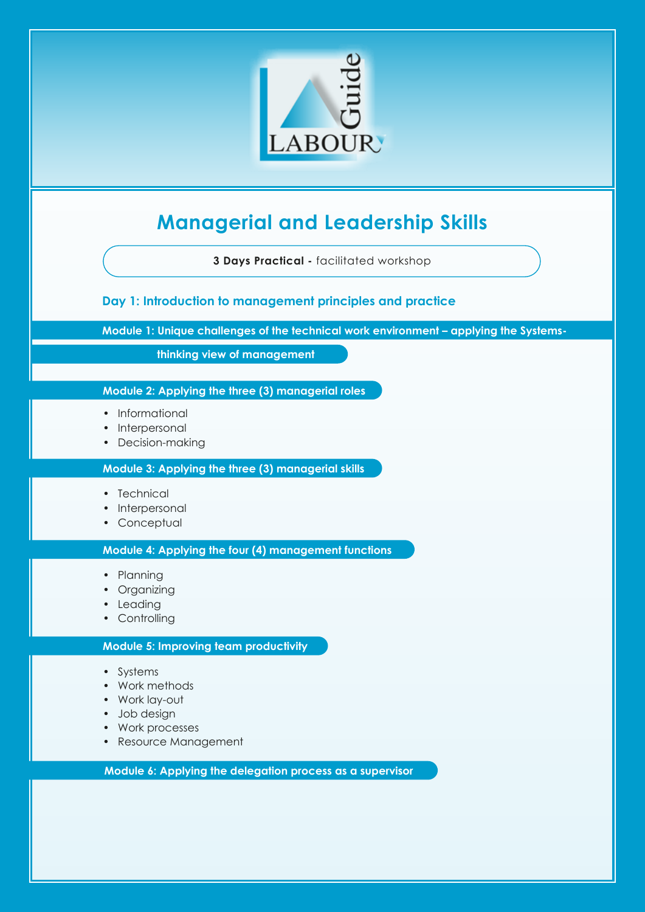# Managerial and Leadership Skills

**3 Days Practical -** facilitated workshop

## Day 1: Introduction to management principles and practice

### Module 1: Unique challenges of the technical work environment – applying the Systems-thinking view of management

### Module 2: Applying the three (3) managerial roles

- Informational
- Interpersonal
- Decision-making

### Module 3: Applying the three (3) managerial skills

- Technical
- Interpersonal
- Conceptual

### Module 4: Applying the four (4) management functions

- Planning
- Organizing
- Leading
- Controlling

### Module 5: Improving team productivity

- Systems
- Work methods
- Work lay-out
- Job design
- Work processes
- Resource Management

### Module 6: Applying the delegation process as a supervisor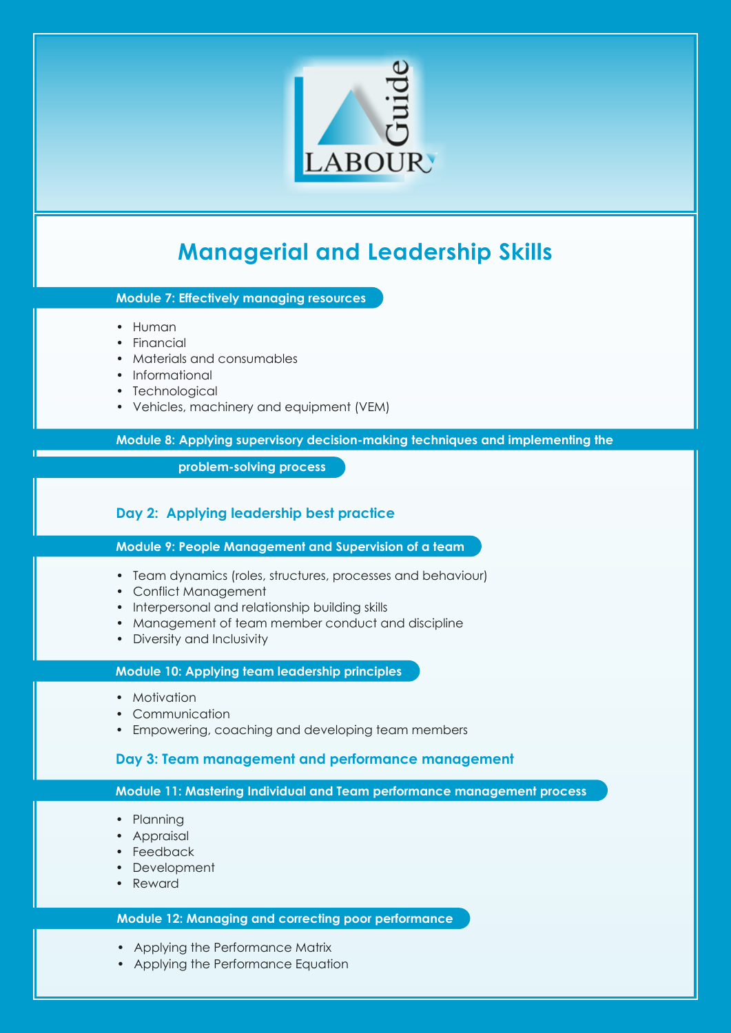# Managerial and Leadership Skills

### Module 7: Effectively managing resources

- Human
- Financial
- Materials and consumables
- Informational
- Technological
- Vehicles, machinery and equipment (VEM)

### Module 8: Applying supervisory decision-making techniques and implementing the problem-solving process

## Day 2: Applying leadership best practice

### Module 9: People Management and Supervision of a team

- Team dynamics (roles, structures, processes and behaviour)
- Conflict Management
- Interpersonal and relationship building skills
- Management of team member conduct and discipline
- Diversity and Inclusivity

### Module 10: Applying team leadership principles

- Motivation
- Communication
- Empowering, coaching and developing team members

## Day 3: Team management and performance management

### Module 11: Mastering Individual and Team performance management process

- Planning
- Appraisal
- Feedback
- Development
- Reward

### Module 12: Managing and correcting poor performance

- Applying the Performance Matrix
- Applying the Performance Equation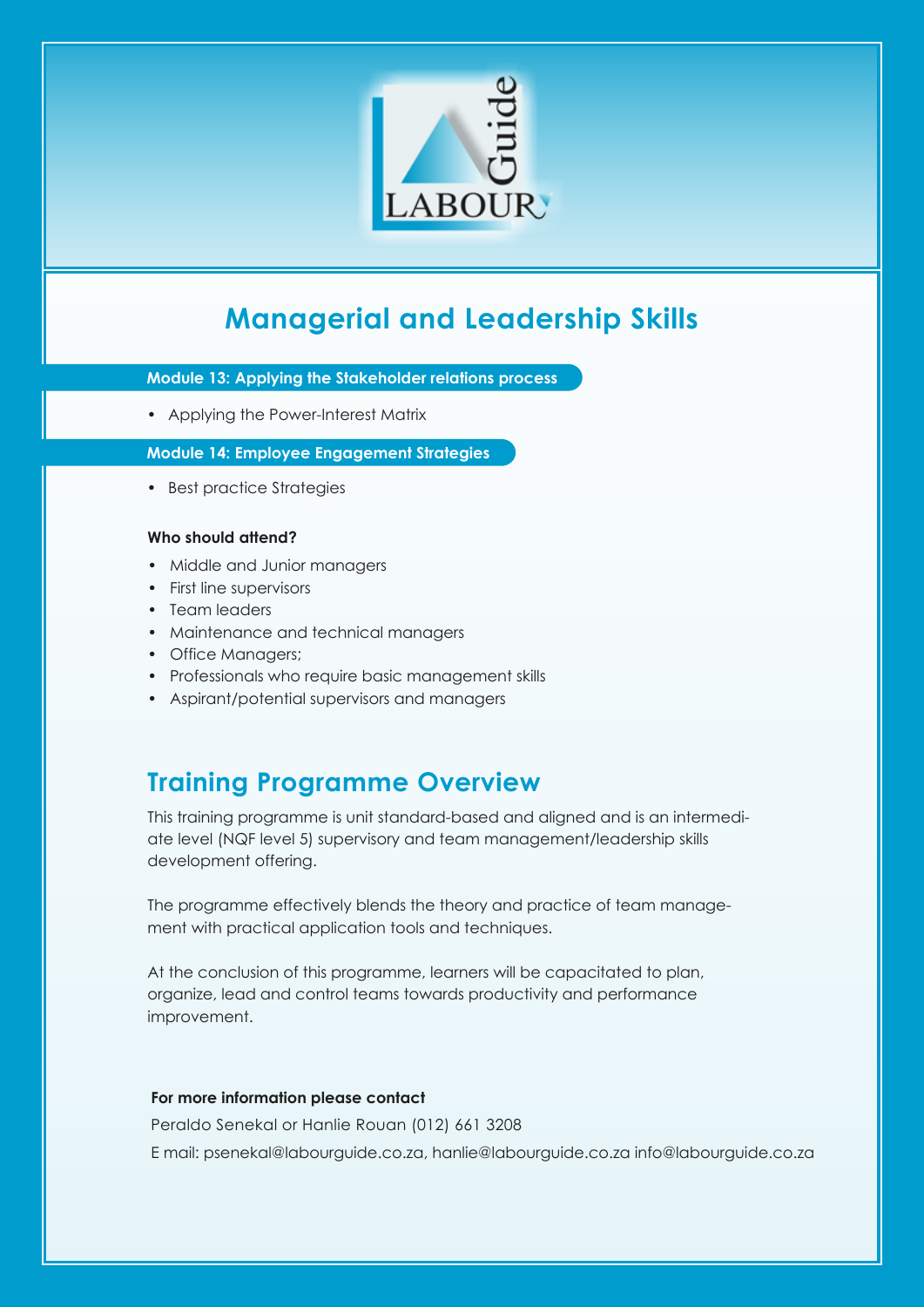# Managerial and Leadership Skills

**Module 13: Applying the Stakeholder relations process**

- Applying the Power-Interest Matrix

**Module 14: Employee Engagement Strategies**

- Best practice Strategies

**Who should attend?**

- Middle and Junior managers
- First line supervisors
- Team leaders
- Maintenance and technical managers
- Office Managers;
- Professionals who require basic management skills
- Aspirant/potential supervisors and managers

## Training Programme Overview

This training programme is unit standard-based and aligned and is an intermediate level (NQF level 5) supervisory and team management/leadership skills development offering.

The programme effectively blends the theory and practice of team management with practical application tools and techniques.

At the conclusion of this programme, learners will be capacitated to plan, organize, lead and control teams towards productivity and performance improvement.

**For more information please contact**

Peraldo Senekal or Hanlie Rouan (012) 661 3208

E mail: psenekal@labourguide.co.za, hanlie@labourguide.co.za info@labourguide.co.za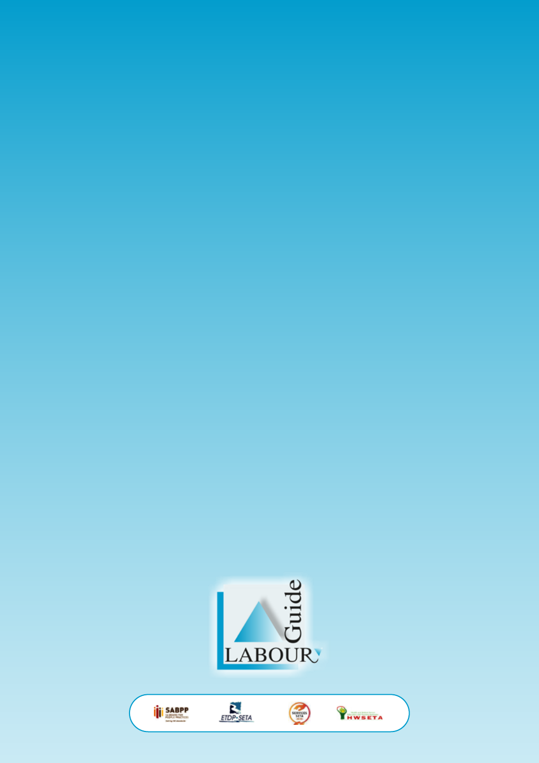LABOUR Guide

SABPP

ETDP SETA

SERVICES SETA

HWSETA